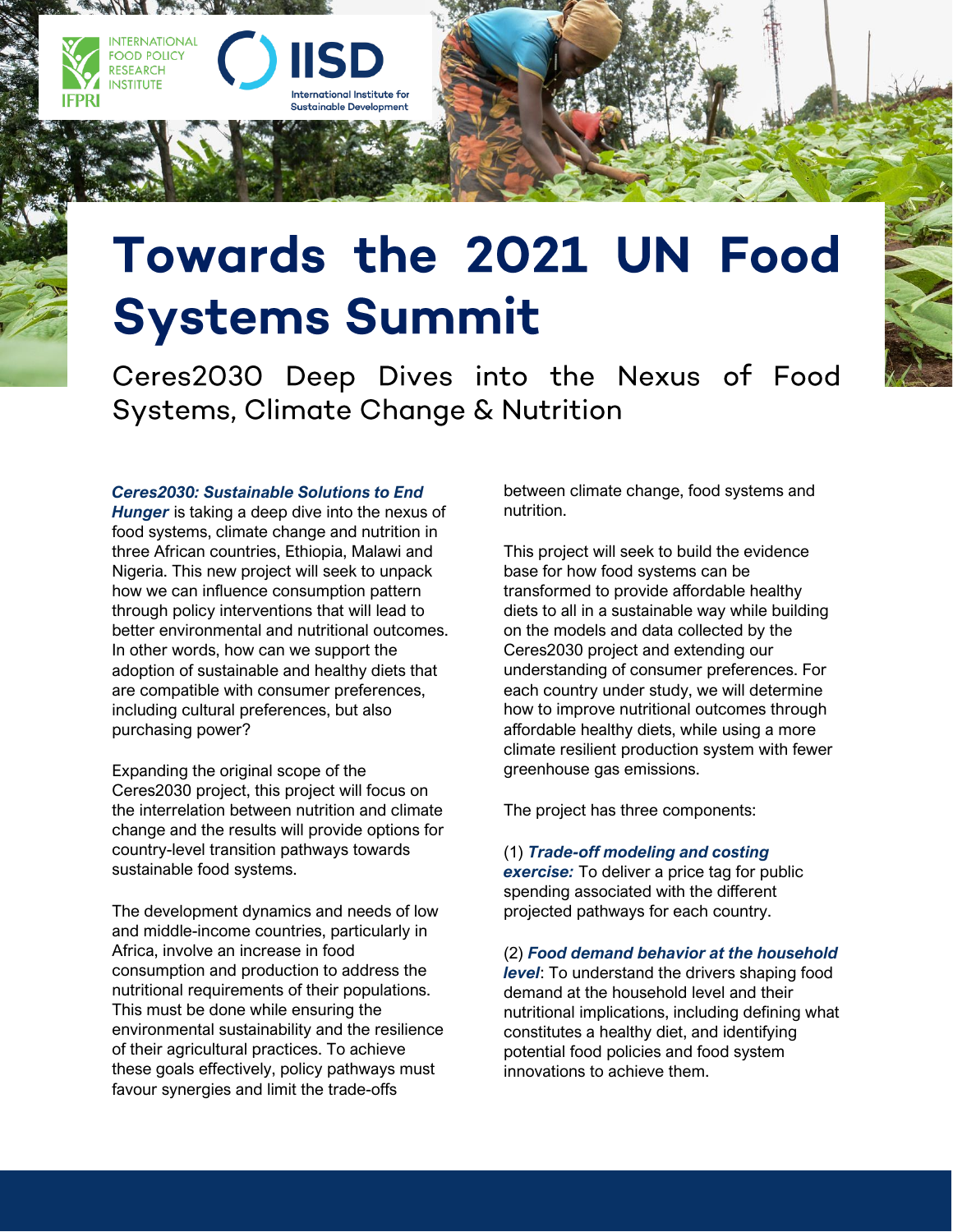# Towards the 2021 UN Food Systems Summit

## Ceres2030 Deep Dives into the Nexus of Food Systems, Climate Change & Nutrition

***Ceres2030: Sustainable Solutions to End Hunger*** is taking a deep dive into the nexus of food systems, climate change and nutrition in three African countries, Ethiopia, Malawi and Nigeria. This new project will seek to unpack how we can influence consumption pattern through policy interventions that will lead to better environmental and nutritional outcomes. In other words, how can we support the adoption of sustainable and healthy diets that are compatible with consumer preferences, including cultural preferences, but also purchasing power?

Expanding the original scope of the Ceres2030 project, this project will focus on the interrelation between nutrition and climate change and the results will provide options for country-level transition pathways towards sustainable food systems.

The development dynamics and needs of low and middle-income countries, particularly in Africa, involve an increase in food consumption and production to address the nutritional requirements of their populations. This must be done while ensuring the environmental sustainability and the resilience of their agricultural practices. To achieve these goals effectively, policy pathways must favour synergies and limit the trade-offs between climate change, food systems and nutrition.

This project will seek to build the evidence base for how food systems can be transformed to provide affordable healthy diets to all in a sustainable way while building on the models and data collected by the Ceres2030 project and extending our understanding of consumer preferences. For each country under study, we will determine how to improve nutritional outcomes through affordable healthy diets, while using a more climate resilient production system with fewer greenhouse gas emissions.

The project has three components:

(1) ***Trade-off modeling and costing exercise:*** To deliver a price tag for public spending associated with the different projected pathways for each country.

(2) ***Food demand behavior at the household level***: To understand the drivers shaping food demand at the household level and their nutritional implications, including defining what constitutes a healthy diet, and identifying potential food policies and food system innovations to achieve them.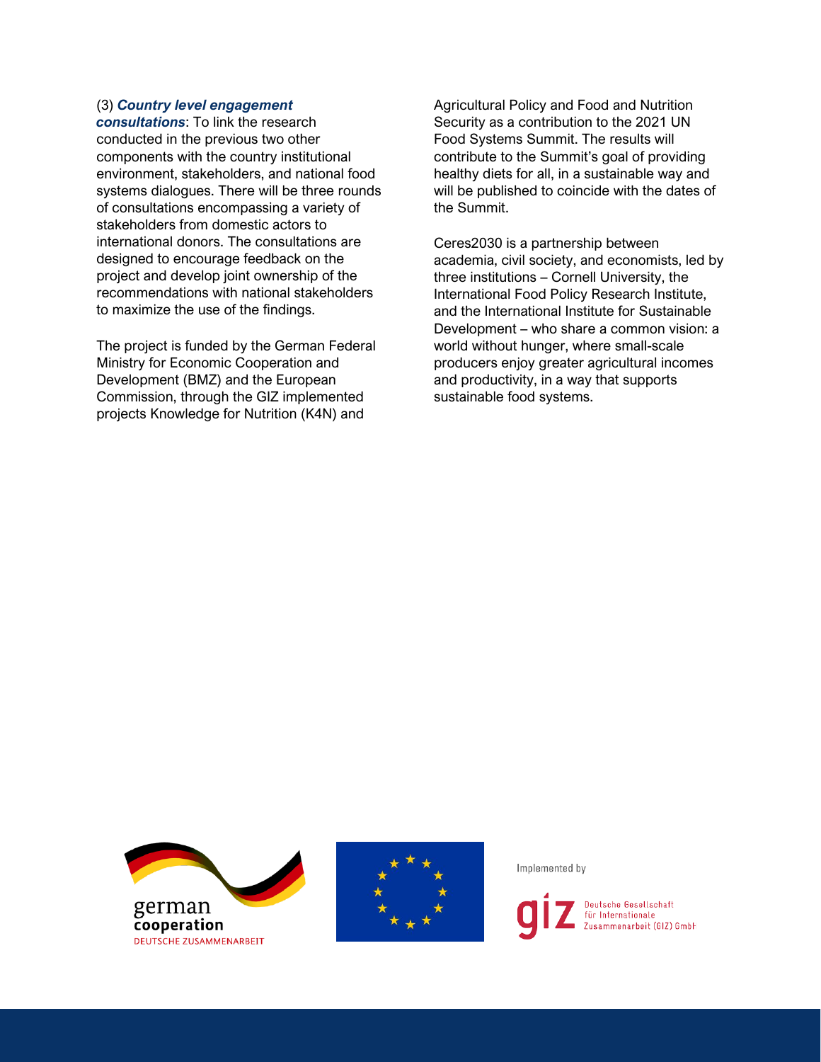(3) ***Country level engagement consultations***: To link the research conducted in the previous two other components with the country institutional environment, stakeholders, and national food systems dialogues. There will be three rounds of consultations encompassing a variety of stakeholders from domestic actors to international donors. The consultations are designed to encourage feedback on the project and develop joint ownership of the recommendations with national stakeholders to maximize the use of the findings.

The project is funded by the German Federal Ministry for Economic Cooperation and Development (BMZ) and the European Commission, through the GIZ implemented projects Knowledge for Nutrition (K4N) and Agricultural Policy and Food and Nutrition Security as a contribution to the 2021 UN Food Systems Summit. The results will contribute to the Summit's goal of providing healthy diets for all, in a sustainable way and will be published to coincide with the dates of the Summit.

Ceres2030 is a partnership between academia, civil society, and economists, led by three institutions – Cornell University, the International Food Policy Research Institute, and the International Institute for Sustainable Development – who share a common vision: a world without hunger, where small-scale producers enjoy greater agricultural incomes and productivity, in a way that supports sustainable food systems.

german cooperation
DEUTSCHE ZUSAMMENARBEIT

Implemented by

giz Deutsche Gesellschaft für Internationale Zusammenarbeit (GIZ) GmbH